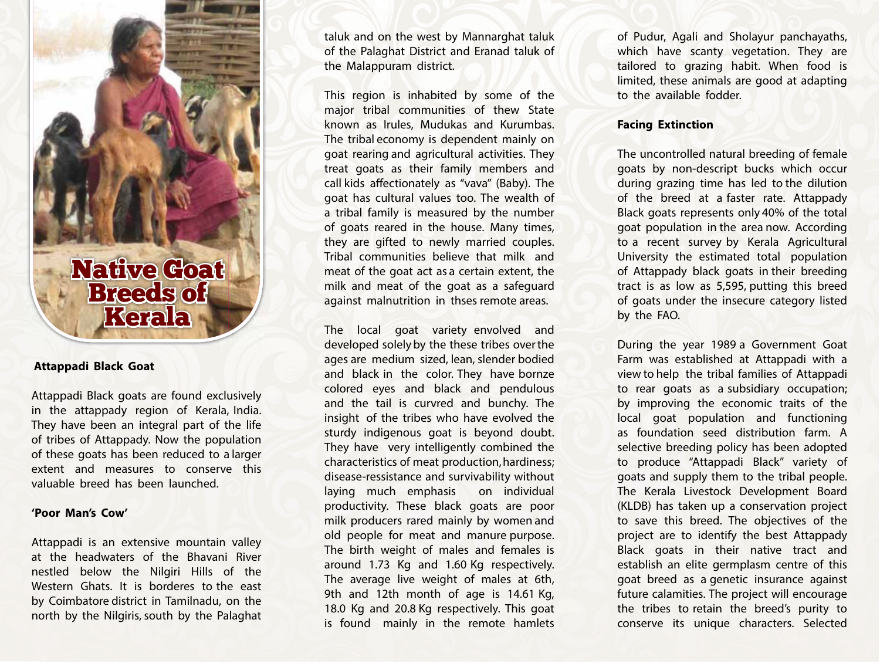# Native Goat Breeds of Kerala

## Attappadi Black Goat

Attappadi Black goats are found exclusively in the attappady region of Kerala, India. They have been an integral part of the life of tribes of Attappady. Now the population of these goats has been reduced to a larger extent and measures to conserve this valuable breed has been launched.

### 'Poor Man's Cow'

Attappadi is an extensive mountain valley at the headwaters of the Bhavani River nestled below the Nilgiri Hills of the Western Ghats. It is borderes to the east by Coimbatore district in Tamilnadu, on the north by the Nilgiris, south by the Palaghat taluk and on the west by Mannarghat taluk of the Palaghat District and Eranad taluk of the Malappuram district.

This region is inhabited by some of the major tribal communities of thew State known as Irules, Mudukas and Kurumbas. The tribal economy is dependent mainly on goat rearing and agricultural activities. They treat goats as their family members and call kids affectionately as "vava" (Baby). The goat has cultural values too. The wealth of a tribal family is measured by the number of goats reared in the house. Many times, they are gifted to newly married couples. Tribal communities believe that milk and meat of the goat act as a certain extent, the milk and meat of the goat as a safeguard against malnutrition in thses remote areas.

The local goat variety envolved and developed solely by the these tribes over the ages are medium sized, lean, slender bodied and black in the color. They have bornze colored eyes and black and pendulous and the tail is curvred and bunchy. The insight of the tribes who have evolved the sturdy indigenous goat is beyond doubt. They have very intelligently combined the characteristics of meat production, hardiness; disease-ressistance and survivability without laying much emphasis on individual productivity. These black goats are poor milk producers rared mainly by women and old people for meat and manure purpose. The birth weight of males and females is around 1.73 Kg and 1.60 Kg respectively. The average live weight of males at 6th, 9th and 12th month of age is 14.61 Kg, 18.0 Kg and 20.8 Kg respectively. This goat is found mainly in the remote hamlets of Pudur, Agali and Sholayur panchayaths, which have scanty vegetation. They are tailored to grazing habit. When food is limited, these animals are good at adapting to the available fodder.

### Facing Extinction

The uncontrolled natural breeding of female goats by non-descript bucks which occur during grazing time has led to the dilution of the breed at a faster rate. Attappady Black goats represents only 40% of the total goat population in the area now. According to a recent survey by Kerala Agricultural University the estimated total population of Attappady black goats in their breeding tract is as low as 5,595, putting this breed of goats under the insecure category listed by the FAO.

During the year 1989 a Government Goat Farm was established at Attappadi with a view to help the tribal families of Attappadi to rear goats as a subsidiary occupation; by improving the economic traits of the local goat population and functioning as foundation seed distribution farm. A selective breeding policy has been adopted to produce "Attappadi Black" variety of goats and supply them to the tribal people. The Kerala Livestock Development Board (KLDB) has taken up a conservation project to save this breed. The objectives of the project are to identify the best Attappady Black goats in their native tract and establish an elite germplasm centre of this goat breed as a genetic insurance against future calamities. The project will encourage the tribes to retain the breed's purity to conserve its unique characters. Selected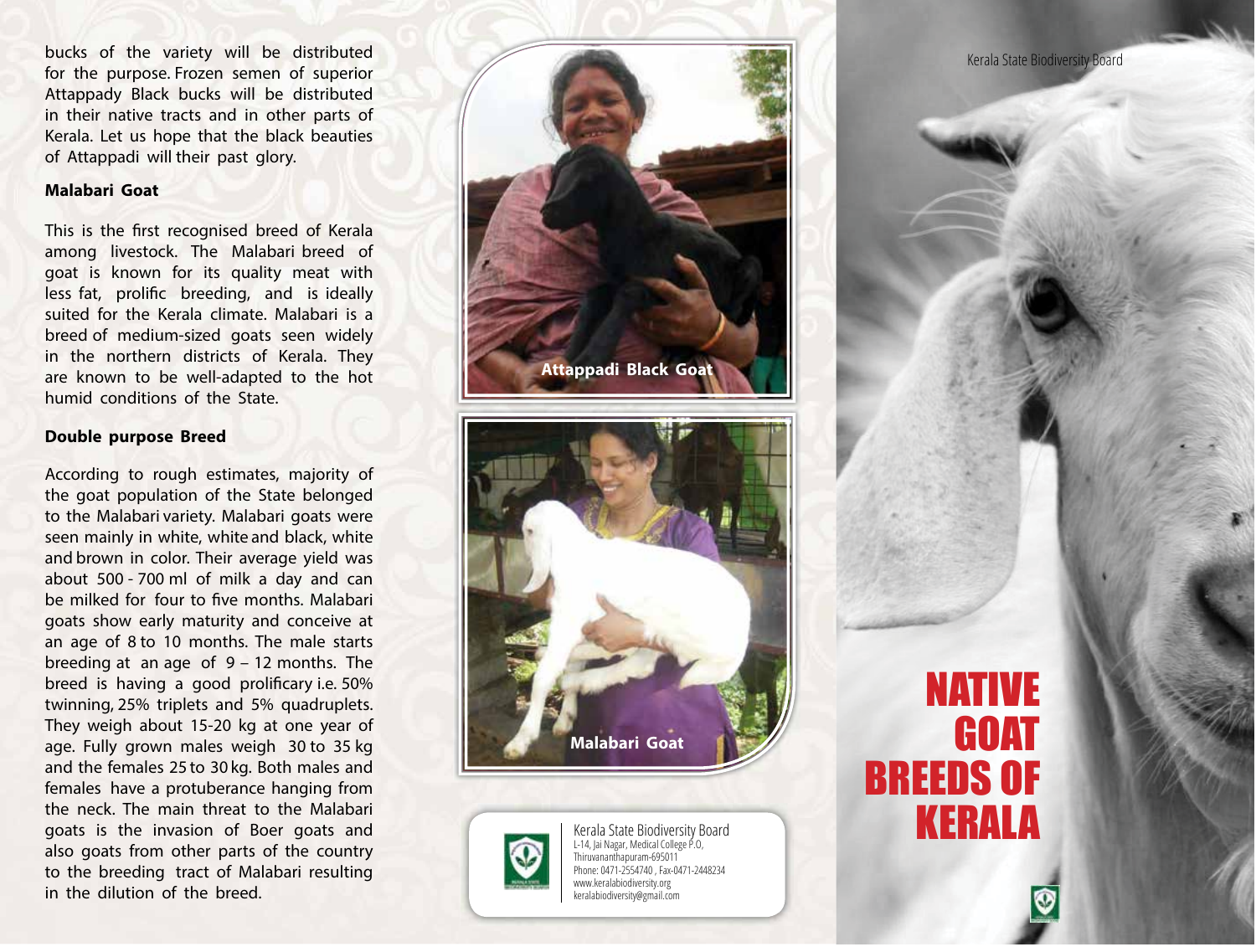bucks of the variety will be distributed for the purpose. Frozen semen of superior Attappady Black bucks will be distributed in their native tracts and in other parts of Kerala. Let us hope that the black beauties of Attappadi will their past glory.

**Malabari Goat**

This is the first recognised breed of Kerala among livestock. The Malabari breed of goat is known for its quality meat with less fat, prolific breeding, and is ideally suited for the Kerala climate. Malabari is a breed of medium-sized goats seen widely in the northern districts of Kerala. They are known to be well-adapted to the hot humid conditions of the State.

**Double purpose Breed**

According to rough estimates, majority of the goat population of the State belonged to the Malabari variety. Malabari goats were seen mainly in white, white and black, white and brown in color. Their average yield was about 500 - 700 ml of milk a day and can be milked for four to five months. Malabari goats show early maturity and conceive at an age of 8 to 10 months. The male starts breeding at an age of 9 – 12 months. The breed is having a good prolificary i.e. 50% twinning, 25% triplets and 5% quadruplets. They weigh about 15-20 kg at one year of age. Fully grown males weigh 30 to 35 kg and the females 25 to 30 kg. Both males and females have a protuberance hanging from the neck. The main threat to the Malabari goats is the invasion of Boer goats and also goats from other parts of the country to the breeding tract of Malabari resulting in the dilution of the breed.

Attappadi Black Goat

Malabari Goat

Kerala State Biodiversity Board
L-14, Jai Nagar, Medical College P.O,
Thiruvananthapuram-695011
Phone: 0471-2554740 , Fax-0471-2448234
www.keralabiodiversity.org
keralabiodiversity@gmail.com

Kerala State Biodiversity Board

# NATIVE GOAT BREEDS OF KERALA